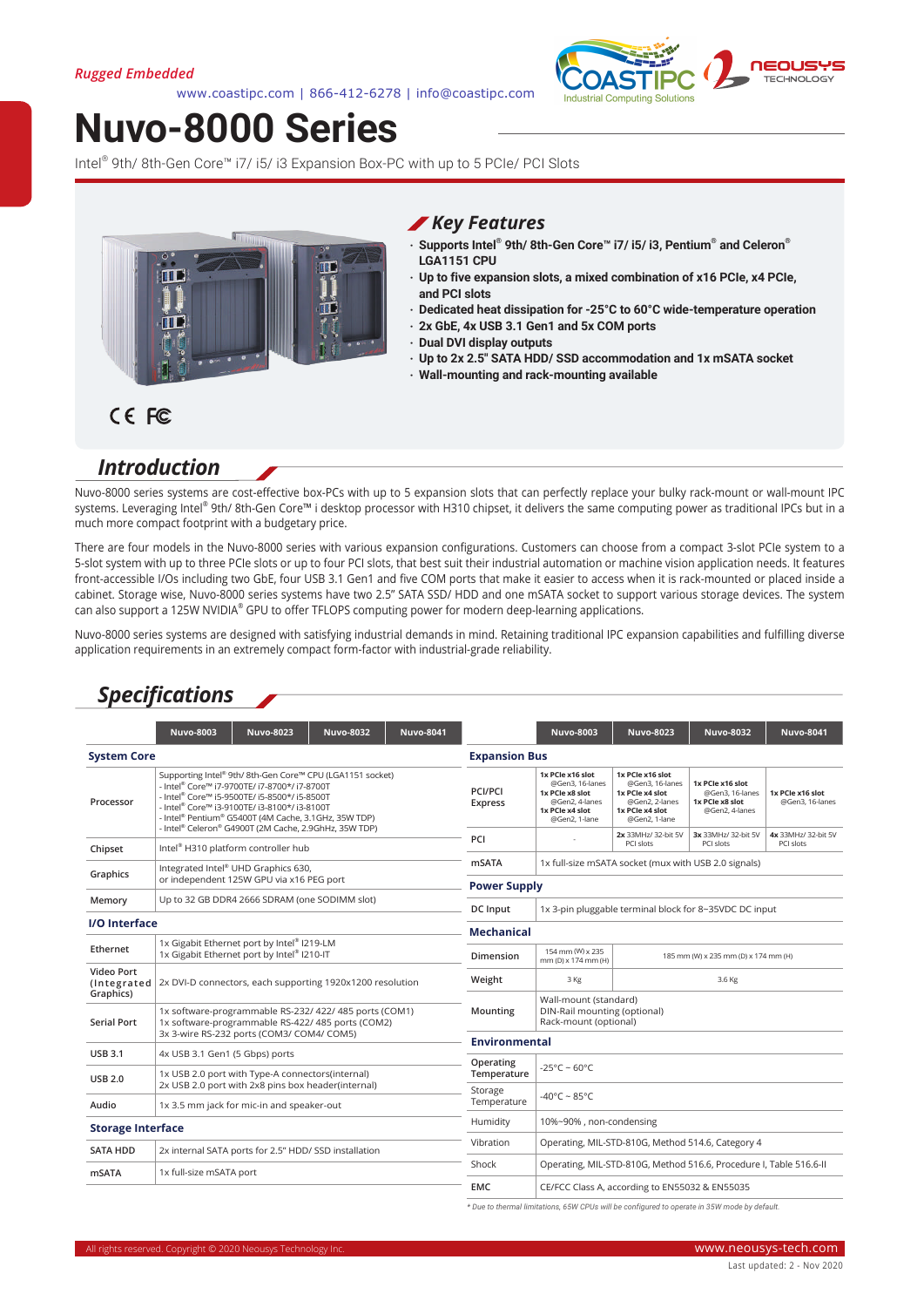Rugged Embedded

www.coastipc.com | 866-412-6278 | info@coastipc.com

# Nuvo-8000 Series

Intel® 9th/ 8th-Gen Core™ i7/ i5/ i3 Expansion Box-PC with up to 5 PCIe/ PCI Slots

## Key Features

- Supports Intel® 9th/ 8th-Gen Core™ i7/ i5/ i3, Pentium® and Celeron® LGA1151 CPU
- Up to five expansion slots, a mixed combination of x16 PCIe, x4 PCIe, and PCI slots
- Dedicated heat dissipation for -25°C to 60°C wide-temperature operation
- 2x GbE, 4x USB 3.1 Gen1 and 5x COM ports
- Dual DVI display outputs
- Up to 2x 2.5" SATA HDD/ SSD accommodation and 1x mSATA socket
- Wall-mounting and rack-mounting available

CE FC

## Introduction

Nuvo-8000 series systems are cost-effective box-PCs with up to 5 expansion slots that can perfectly replace your bulky rack-mount or wall-mount IPC systems. Leveraging Intel® 9th/ 8th-Gen Core™ i desktop processor with H310 chipset, it delivers the same computing power as traditional IPCs but in a much more compact footprint with a budgetary price.

There are four models in the Nuvo-8000 series with various expansion configurations. Customers can choose from a compact 3-slot PCIe system to a 5-slot system with up to three PCIe slots or up to four PCI slots, that best suit their industrial automation or machine vision application needs. It features front-accessible I/Os including two GbE, four USB 3.1 Gen1 and five COM ports that make it easier to access when it is rack-mounted or placed inside a cabinet. Storage wise, Nuvo-8000 series systems have two 2.5" SATA SSD/ HDD and one mSATA socket to support various storage devices. The system can also support a 125W NVIDIA® GPU to offer TFLOPS computing power for modern deep-learning applications.

Nuvo-8000 series systems are designed with satisfying industrial demands in mind. Retaining traditional IPC expansion capabilities and fulfilling diverse application requirements in an extremely compact form-factor with industrial-grade reliability.

## Specifications

| | Nuvo-8003 | Nuvo-8023 | Nuvo-8032 | Nuvo-8041 |
|---|---|---|---|---|
| **System Core** | | | | |
| Processor | Supporting Intel® 9th/ 8th-Gen Core™ CPU (LGA1151 socket)<br>- Intel® Core™ i7-9700TE/ i7-8700*/ i7-8700T<br>- Intel® Core™ i5-9500TE/ i5-8500*/ i5-8500T<br>- Intel® Core™ i3-9100TE/ i3-8100*/ i3-8100T<br>- Intel® Pentium® G5400T (4M Cache, 3.1GHz, 35W TDP)<br>- Intel® Celeron® G4900T (2M Cache, 2.9GHz, 35W TDP) | | | |
| Chipset | Intel® H310 platform controller hub | | | |
| Graphics | Integrated Intel® UHD Graphics 630, or independent 125W GPU via x16 PEG port | | | |
| Memory | Up to 32 GB DDR4 2666 SDRAM (one SODIMM slot) | | | |
| **I/O Interface** | | | | |
| Ethernet | 1x Gigabit Ethernet port by Intel® I219-LM<br>1x Gigabit Ethernet port by Intel® I210-IT | | | |
| Video Port (Integrated Graphics) | 2x DVI-D connectors, each supporting 1920x1200 resolution | | | |
| Serial Port | 1x software-programmable RS-232/ 422/ 485 ports (COM1)<br>1x software-programmable RS-422/ 485 ports (COM2)<br>3x 3-wire RS-232 ports (COM3/ COM4/ COM5) | | | |
| USB 3.1 | 4x USB 3.1 Gen1 (5 Gbps) ports | | | |
| USB 2.0 | 1x USB 2.0 port with Type-A connectors(internal)<br>2x USB 2.0 port with 2x8 pins box header(internal) | | | |
| Audio | 1x 3.5 mm jack for mic-in and speaker-out | | | |
| **Storage Interface** | | | | |
| SATA HDD | 2x internal SATA ports for 2.5" HDD/ SSD installation | | | |
| mSATA | 1x full-size mSATA port | | | |

| | Nuvo-8003 | Nuvo-8023 | Nuvo-8032 | Nuvo-8041 |
|---|---|---|---|---|
| **Expansion Bus** | | | | |
| PCI/PCI Express | 1x PCIe x16 slot @Gen3, 16-lanes<br>1x PCIe x8 slot @Gen2, 4-lanes<br>1x PCIe x4 slot @Gen2, 1-lane | 1x PCIe x16 slot @Gen3, 16-lanes<br>1x PCIe x4 slot @Gen2, 2-lanes<br>1x PCIe x4 slot @Gen2, 1-lane | 1x PCIe x16 slot @Gen3, 16-lanes<br>1x PCIe x8 slot @Gen2, 4-lanes | 1x PCIe x16 slot @Gen3, 16-lanes |
| PCI | - | 2x 33MHz/ 32-bit 5V PCI slots | 3x 33MHz/ 32-bit 5V PCI slots | 4x 33MHz/ 32-bit 5V PCI slots |
| mSATA | 1x full-size mSATA socket (mux with USB 2.0 signals) | | | |
| **Power Supply** | | | | |
| DC Input | 1x 3-pin pluggable terminal block for 8~35VDC DC input | | | |
| **Mechanical** | | | | |
| Dimension | 154 mm (W) x 235 mm (D) x 174 mm (H) | 185 mm (W) x 235 mm (D) x 174 mm (H) | | |
| Weight | 3 Kg | 3.6 Kg | | |
| Mounting | Wall-mount (standard)<br>DIN-Rail mounting (optional)<br>Rack-mount (optional) | | | |
| **Environmental** | | | | |
| Operating Temperature | -25°C ~ 60°C | | | |
| Storage Temperature | -40°C ~ 85°C | | | |
| Humidity | 10%~90% , non-condensing | | | |
| Vibration | Operating, MIL-STD-810G, Method 514.6, Category 4 | | | |
| Shock | Operating, MIL-STD-810G, Method 516.6, Procedure I, Table 516.6-II | | | |
| EMC | CE/FCC Class A, according to EN55032 & EN55035 | | | |

*\* Due to thermal limitations, 65W CPUs will be configured to operate in 35W mode by default.*

All rights reserved. Copyright © 2020 Neousys Technology Inc. www.neousys-tech.com

Last updated: 2 - Nov 2020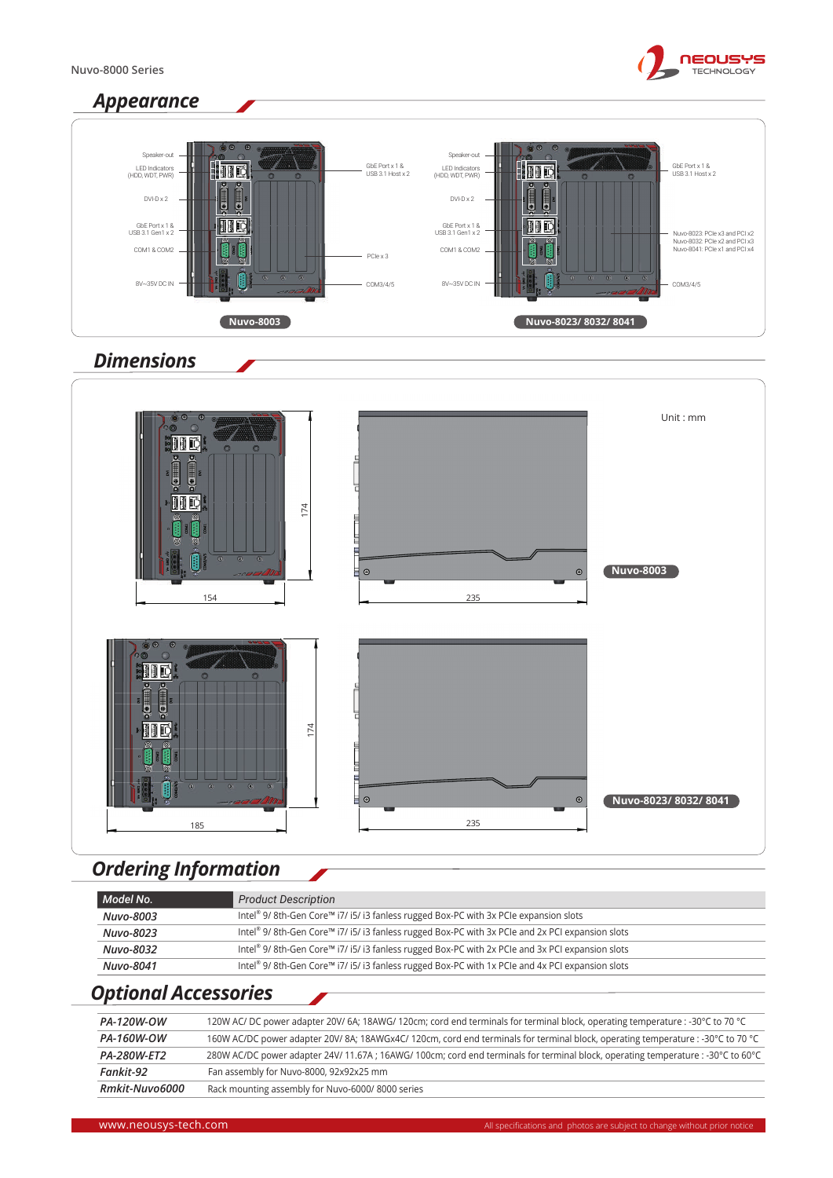## Appearance

Speaker-out

LED Indicators (HDD, WDT, PWR)

DVI-D x 2

GbE Port x 1 & USB 3.1 Gen1 x 2

COM1 & COM2

8V~35V DC IN

GbE Port x 1 & USB 3.1 Host x 2

PCIe x 3

COM3/4/5

Nuvo-8003

Speaker-out

LED Indicators (HDD, WDT, PWR)

DVI-D x 2

GbE Port x 1 & USB 3.1 Gen1 x 2

COM1 & COM2

8V~35V DC IN

GbE Port x 1 & USB 3.1 Host x 2

Nuvo-8023: PCIe x3 and PCI x2
Nuvo-8032: PCIe x2 and PCI x3
Nuvo-8041: PCIe x1 and PCI x4

COM3/4/5

Nuvo-8023/ 8032/ 8041

## Dimensions

Unit : mm

174

154

235

Nuvo-8003

174

185

235

Nuvo-8023/ 8032/ 8041

## Ordering Information

| Model No. | Product Description |
|---|---|
| *Nuvo-8003* | Intel® 9/ 8th-Gen Core™ i7/ i5/ i3 fanless rugged Box-PC with 3x PCIe expansion slots |
| *Nuvo-8023* | Intel® 9/ 8th-Gen Core™ i7/ i5/ i3 fanless rugged Box-PC with 3x PCIe and 2x PCI expansion slots |
| *Nuvo-8032* | Intel® 9/ 8th-Gen Core™ i7/ i5/ i3 fanless rugged Box-PC with 2x PCIe and 3x PCI expansion slots |
| *Nuvo-8041* | Intel® 9/ 8th-Gen Core™ i7/ i5/ i3 fanless rugged Box-PC with 1x PCIe and 4x PCI expansion slots |

## Optional Accessories

| | |
|---|---|
| *PA-120W-OW* | 120W AC/ DC power adapter 20V/ 6A; 18AWG/ 120cm; cord end terminals for terminal block, operating temperature : -30°C to 70 °C |
| *PA-160W-OW* | 160W AC/DC power adapter 20V/ 8A; 18AWGx4C/ 120cm, cord end terminals for terminal block, operating temperature : -30°C to 70 °C |
| *PA-280W-ET2* | 280W AC/DC power adapter 24V/ 11.67A ; 16AWG/ 100cm; cord end terminals for terminal block, operating temperature : -30°C to 60°C |
| *Fankit-92* | Fan assembly for Nuvo-8000, 92x92x25 mm |
| *Rmkit-Nuvo6000* | Rack mounting assembly for Nuvo-6000/ 8000 series |

www.neousys-tech.com

All specifications and photos are subject to change without prior notice